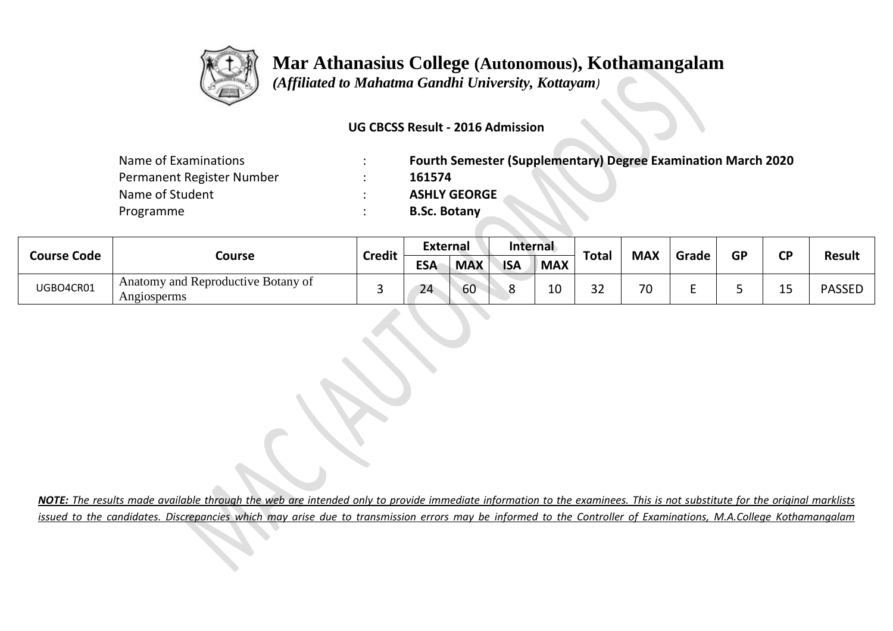# Mar Athanasius College (Autonomous), Kothamangalam

*(Affiliated to Mahatma Gandhi University, Kottayam)*

**UG CBCSS Result - 2016 Admission**

| | | |
|---|---|---|
| Name of Examinations | : | **Fourth Semester (Supplementary) Degree Examination March 2020** |
| Permanent Register Number | : | **161574** |
| Name of Student | : | **ASHLY GEORGE** |
| Programme | : | **B.Sc. Botany** |

| Course Code | Course | Credit | External | | Internal | | Total | MAX | Grade | GP | CP | Result |
|---|---|---|---|---|---|---|---|---|---|---|---|---|
| | | | ESA | MAX | ISA | MAX | | | | | | |
| UGBO4CR01 | Anatomy and Reproductive Botany of Angiosperms | 3 | 24 | 60 | 8 | 10 | 32 | 70 | E | 5 | 15 | PASSED |

***NOTE:** The results made available through the web are intended only to provide immediate information to the examinees. This is not substitute for the original marklists issued to the candidates. Discrepancies which may arise due to transmission errors may be informed to the Controller of Examinations, M.A.College Kothamangalam*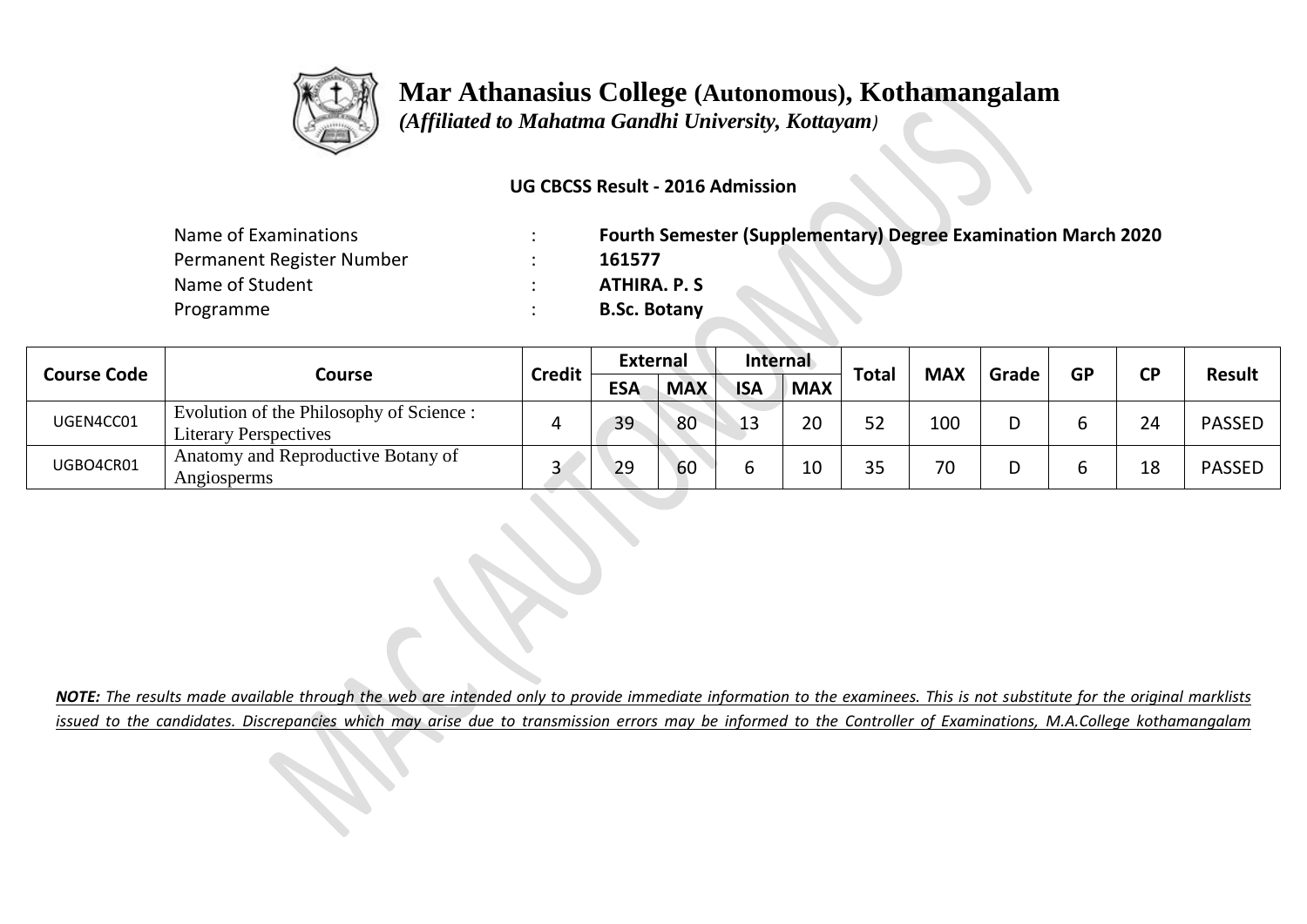# Mar Athanasius College (Autonomous), Kothamangalam

*(Affiliated to Mahatma Gandhi University, Kottayam)*

**UG CBCSS Result - 2016 Admission**

| | | |
|---|---|---|
| Name of Examinations | : | **Fourth Semester (Supplementary) Degree Examination March 2020** |
| Permanent Register Number | : | **161577** |
| Name of Student | : | **ATHIRA. P. S** |
| Programme | : | **B.Sc. Botany** |

| Course Code | Course | Credit | External | | Internal | | Total | MAX | Grade | GP | CP | Result |
|---|---|---|---|---|---|---|---|---|---|---|---|---|
| | | | ESA | MAX | ISA | MAX | | | | | | |
| UGEN4CC01 | Evolution of the Philosophy of Science : Literary Perspectives | 4 | 39 | 80 | 13 | 20 | 52 | 100 | D | 6 | 24 | PASSED |
| UGBO4CR01 | Anatomy and Reproductive Botany of Angiosperms | 3 | 29 | 60 | 6 | 10 | 35 | 70 | D | 6 | 18 | PASSED |

***NOTE:** The results made available through the web are intended only to provide immediate information to the examinees. This is not substitute for the original marklists issued to the candidates. Discrepancies which may arise due to transmission errors may be informed to the Controller of Examinations, M.A.College kothamangalam*